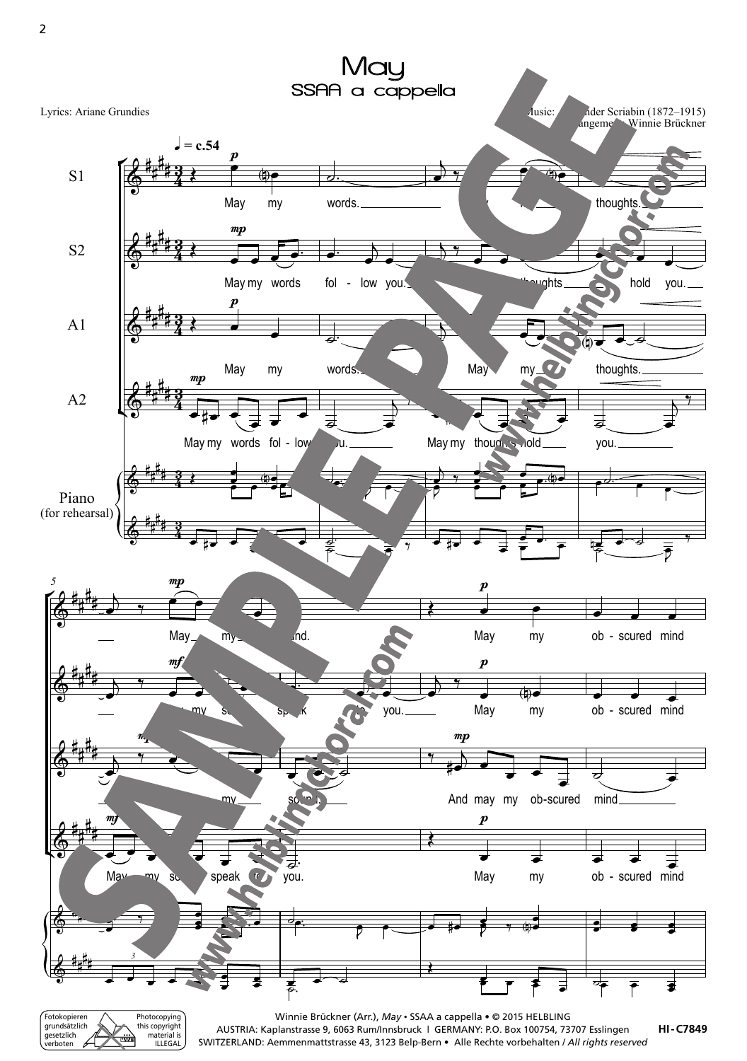# May

## SSAA a cappella

Lyrics: Ariane Grundies

Music: Alexander Scriabin (1872–1915)
Arrangement: Winnie Brückner

Winnie Brückner (Arr.), *May* • SSAA a cappella • © 2015 HELBLING
AUSTRIA: Kaplanstrasse 9, 6063 Rum/Innsbruck | GERMANY: P.O. Box 100754, 73707 Esslingen HI-C7849
SWITZERLAND: Aemmenmattstrasse 43, 3123 Belp-Bern • Alle Rechte vorbehalten / *All rights reserved*

Fotokopieren grundsätzlich gesetzlich verboten
Photocopying this copyright material is ILLEGAL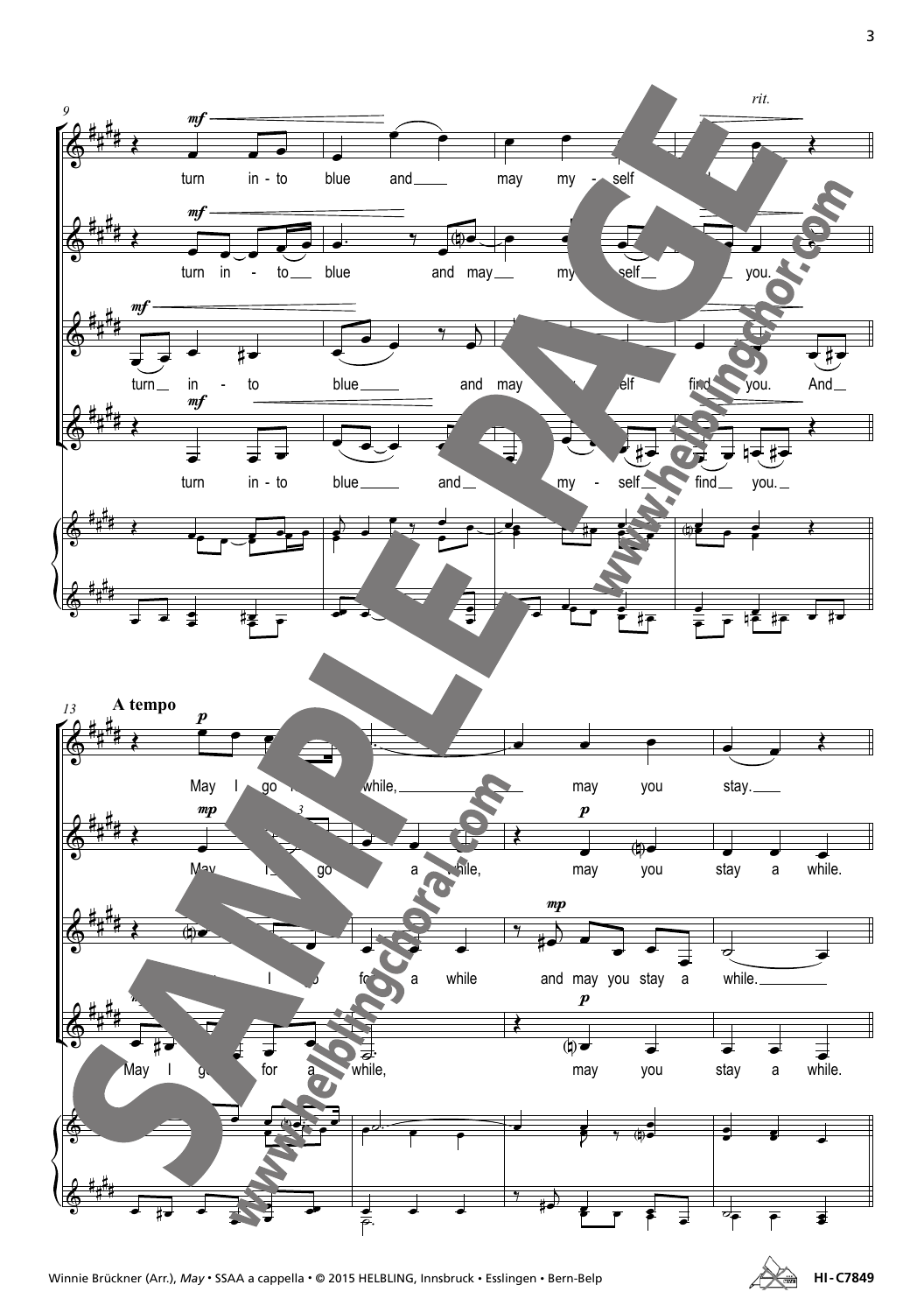9

*rit.*

turn in-to blue and may my-self

turn in-to blue and may my-self you.

turn in-to blue and may self find you. And

turn in-to blue and my-self find you.

13 **A tempo**

May I go while, may you stay.

May I go a while, may you stay a while.

I for a while and may you stay a while.

May I go for a while, may you stay a while.

SAMPLE PAGE

www.helblingchor.com

www.helblingchoral.com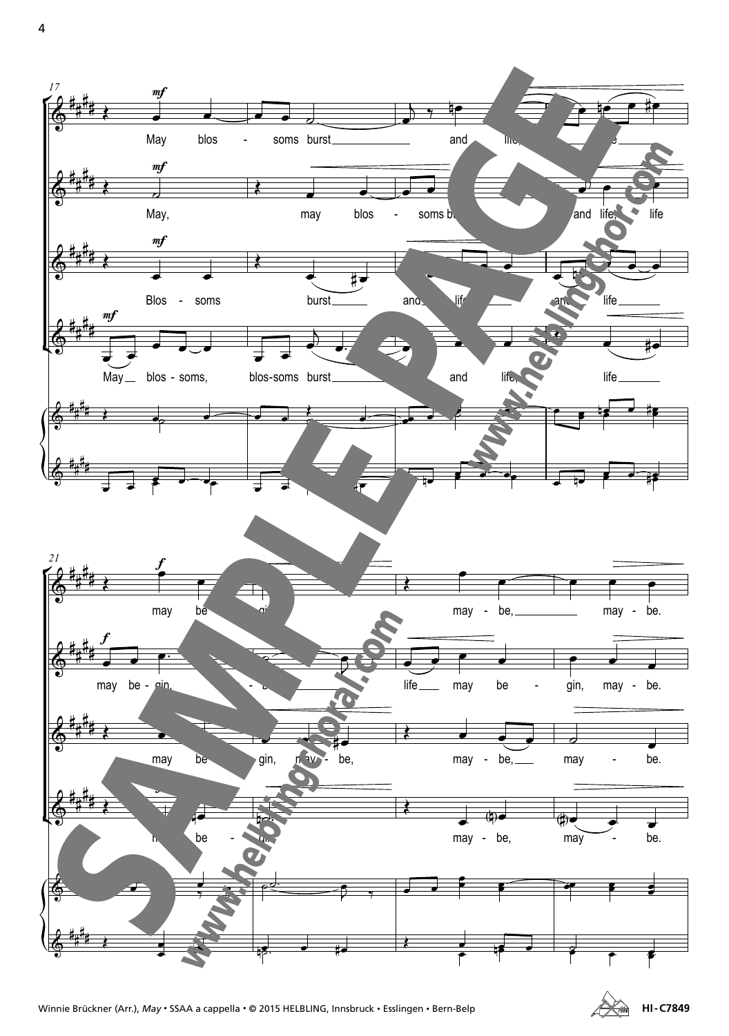17

*mf*

May blos - soms burst and life, life

*mf*

May, may blos - soms burst and life, life

*mf*

Blos - soms burst and life and life

*mf*

May blos - soms, blos-soms burst and life, life

21

*f*

may be - gin, may - be, may - be.

*f*

may be - gin, may - be life may be - gin, may - be.

may be - gin, may - be, may - be, may - be.

may be - gin, may - be, may - be.

SAMPLE PAGE

www.helblingchoral.com